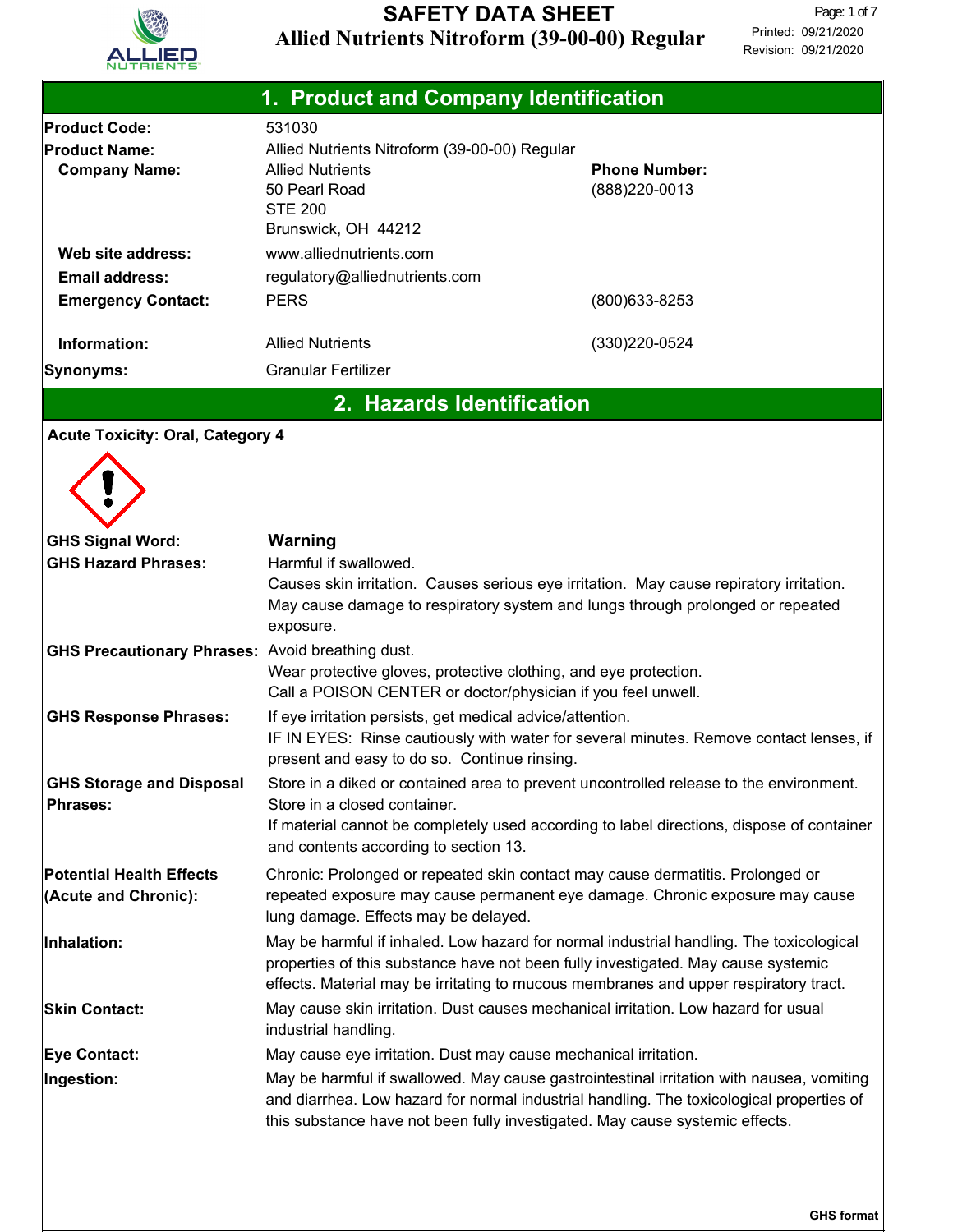# SAFETY DATA SHEET

**Allied Nutrients Nitroform (39-00-00) Regular**

Printed: 09/21/2020
Revision: 09/21/2020

## 1. Product and Company Identification

| | | |
|---|---|---|
| **Product Code:** | 531030 | |
| **Product Name:** | Allied Nutrients Nitroform (39-00-00) Regular | |
| **Company Name:** | Allied Nutrients<br>50 Pearl Road<br>STE 200<br>Brunswick, OH 44212 | **Phone Number:**<br>(888)220-0013 |
| **Web site address:** | www.alliednutrients.com | |
| **Email address:** | regulatory@alliednutrients.com | |
| **Emergency Contact:** | PERS | (800)633-8253 |
| **Information:** | Allied Nutrients | (330)220-0524 |
| **Synonyms:** | Granular Fertilizer | |

## 2. Hazards Identification

**Acute Toxicity: Oral, Category 4**

**GHS Signal Word:** **Warning**

**GHS Hazard Phrases:** Harmful if swallowed.
Causes skin irritation. Causes serious eye irritation. May cause repiratory irritation.
May cause damage to respiratory system and lungs through prolonged or repeated exposure.

**GHS Precautionary Phrases:** Avoid breathing dust.
Wear protective gloves, protective clothing, and eye protection.
Call a POISON CENTER or doctor/physician if you feel unwell.

**GHS Response Phrases:** If eye irritation persists, get medical advice/attention.
IF IN EYES: Rinse cautiously with water for several minutes. Remove contact lenses, if present and easy to do so. Continue rinsing.

**GHS Storage and Disposal Phrases:** Store in a diked or contained area to prevent uncontrolled release to the environment.
Store in a closed container.
If material cannot be completely used according to label directions, dispose of container and contents according to section 13.

**Potential Health Effects (Acute and Chronic):** Chronic: Prolonged or repeated skin contact may cause dermatitis. Prolonged or repeated exposure may cause permanent eye damage. Chronic exposure may cause lung damage. Effects may be delayed.

**Inhalation:** May be harmful if inhaled. Low hazard for normal industrial handling. The toxicological properties of this substance have not been fully investigated. May cause systemic effects. Material may be irritating to mucous membranes and upper respiratory tract.

**Skin Contact:** May cause skin irritation. Dust causes mechanical irritation. Low hazard for usual industrial handling.

**Eye Contact:** May cause eye irritation. Dust may cause mechanical irritation.

**Ingestion:** May be harmful if swallowed. May cause gastrointestinal irritation with nausea, vomiting and diarrhea. Low hazard for normal industrial handling. The toxicological properties of this substance have not been fully investigated. May cause systemic effects.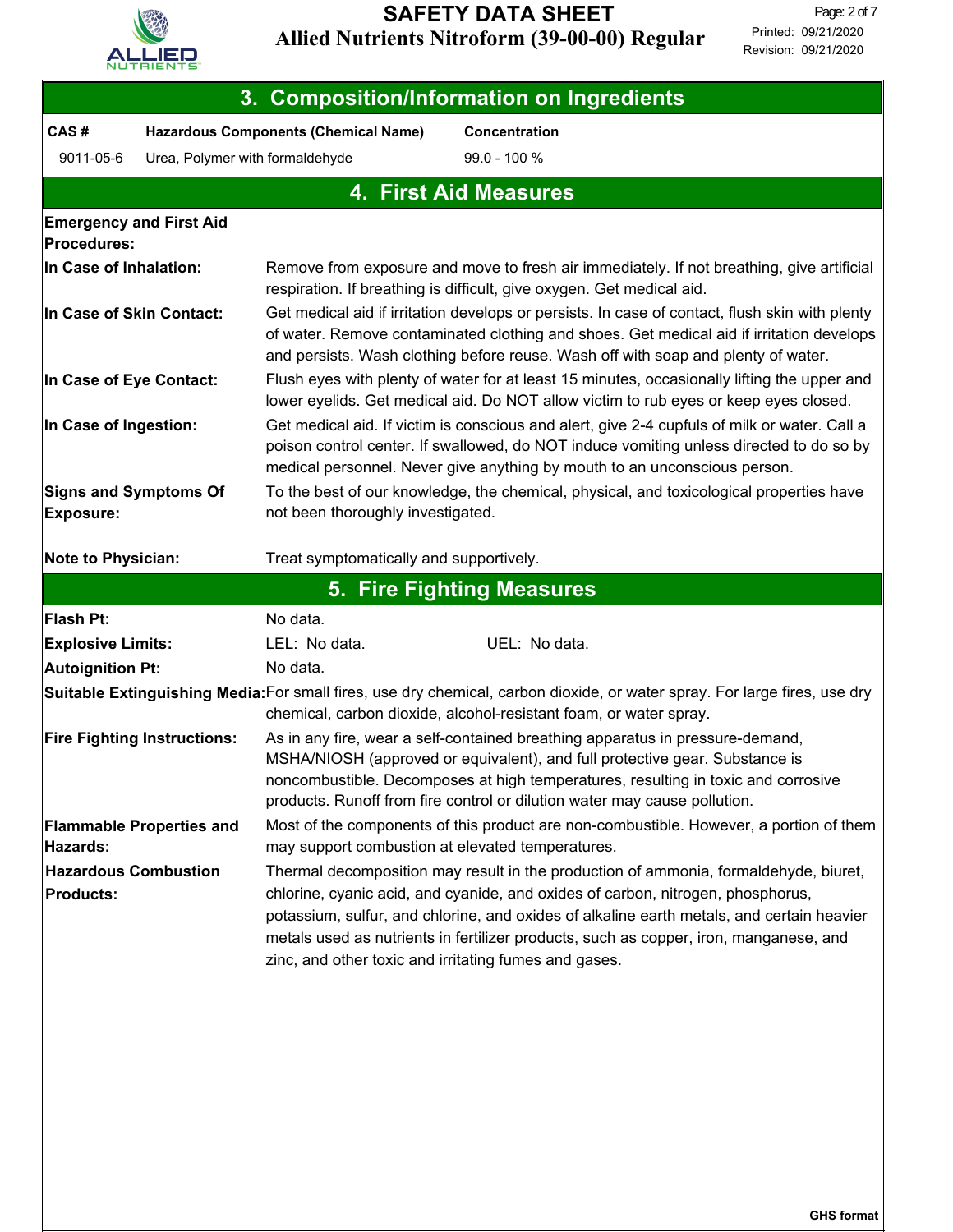## 3. Composition/Information on Ingredients

| CAS # | Hazardous Components (Chemical Name) | Concentration |
|---|---|---|
| 9011-05-6 | Urea, Polymer with formaldehyde | 99.0 - 100 % |

## 4. First Aid Measures

**Emergency and First Aid Procedures:**

**In Case of Inhalation:** Remove from exposure and move to fresh air immediately. If not breathing, give artificial respiration. If breathing is difficult, give oxygen. Get medical aid.

**In Case of Skin Contact:** Get medical aid if irritation develops or persists. In case of contact, flush skin with plenty of water. Remove contaminated clothing and shoes. Get medical aid if irritation develops and persists. Wash clothing before reuse. Wash off with soap and plenty of water.

**In Case of Eye Contact:** Flush eyes with plenty of water for at least 15 minutes, occasionally lifting the upper and lower eyelids. Get medical aid. Do NOT allow victim to rub eyes or keep eyes closed.

**In Case of Ingestion:** Get medical aid. If victim is conscious and alert, give 2-4 cupfuls of milk or water. Call a poison control center. If swallowed, do NOT induce vomiting unless directed to do so by medical personnel. Never give anything by mouth to an unconscious person.

**Signs and Symptoms Of Exposure:** To the best of our knowledge, the chemical, physical, and toxicological properties have not been thoroughly investigated.

**Note to Physician:** Treat symptomatically and supportively.

## 5. Fire Fighting Measures

**Flash Pt:** No data.

**Explosive Limits:** LEL: No data. UEL: No data.

**Autoignition Pt:** No data.

**Suitable Extinguishing Media:** For small fires, use dry chemical, carbon dioxide, or water spray. For large fires, use dry chemical, carbon dioxide, alcohol-resistant foam, or water spray.

**Fire Fighting Instructions:** As in any fire, wear a self-contained breathing apparatus in pressure-demand, MSHA/NIOSH (approved or equivalent), and full protective gear. Substance is noncombustible. Decomposes at high temperatures, resulting in toxic and corrosive products. Runoff from fire control or dilution water may cause pollution.

**Flammable Properties and Hazards:** Most of the components of this product are non-combustible. However, a portion of them may support combustion at elevated temperatures.

**Hazardous Combustion Products:** Thermal decomposition may result in the production of ammonia, formaldehyde, biuret, chlorine, cyanic acid, and cyanide, and oxides of carbon, nitrogen, phosphorus, potassium, sulfur, and chlorine, and oxides of alkaline earth metals, and certain heavier metals used as nutrients in fertilizer products, such as copper, iron, manganese, and zinc, and other toxic and irritating fumes and gases.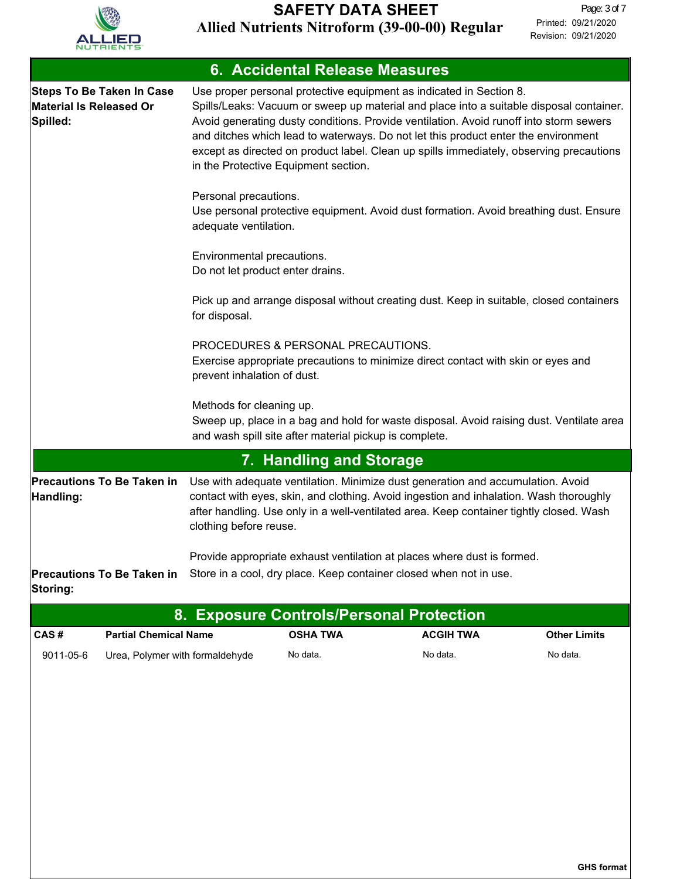## 6. Accidental Release Measures

**Steps To Be Taken In Case Material Is Released Or Spilled:**

Use proper personal protective equipment as indicated in Section 8.
Spills/Leaks: Vacuum or sweep up material and place into a suitable disposal container. Avoid generating dusty conditions. Provide ventilation. Avoid runoff into storm sewers and ditches which lead to waterways. Do not let this product enter the environment except as directed on product label. Clean up spills immediately, observing precautions in the Protective Equipment section.

Personal precautions.
Use personal protective equipment. Avoid dust formation. Avoid breathing dust. Ensure adequate ventilation.

Environmental precautions.
Do not let product enter drains.

Pick up and arrange disposal without creating dust. Keep in suitable, closed containers for disposal.

PROCEDURES & PERSONAL PRECAUTIONS.
Exercise appropriate precautions to minimize direct contact with skin or eyes and prevent inhalation of dust.

Methods for cleaning up.
Sweep up, place in a bag and hold for waste disposal. Avoid raising dust. Ventilate area and wash spill site after material pickup is complete.

## 7. Handling and Storage

**Precautions To Be Taken in Handling:**

Use with adequate ventilation. Minimize dust generation and accumulation. Avoid contact with eyes, skin, and clothing. Avoid ingestion and inhalation. Wash thoroughly after handling. Use only in a well-ventilated area. Keep container tightly closed. Wash clothing before reuse.

Provide appropriate exhaust ventilation at places where dust is formed.

**Precautions To Be Taken in Storing:**

Store in a cool, dry place. Keep container closed when not in use.

## 8. Exposure Controls/Personal Protection

| CAS # | Partial Chemical Name | OSHA TWA | ACGIH TWA | Other Limits |
|---|---|---|---|---|
| 9011-05-6 | Urea, Polymer with formaldehyde | No data. | No data. | No data. |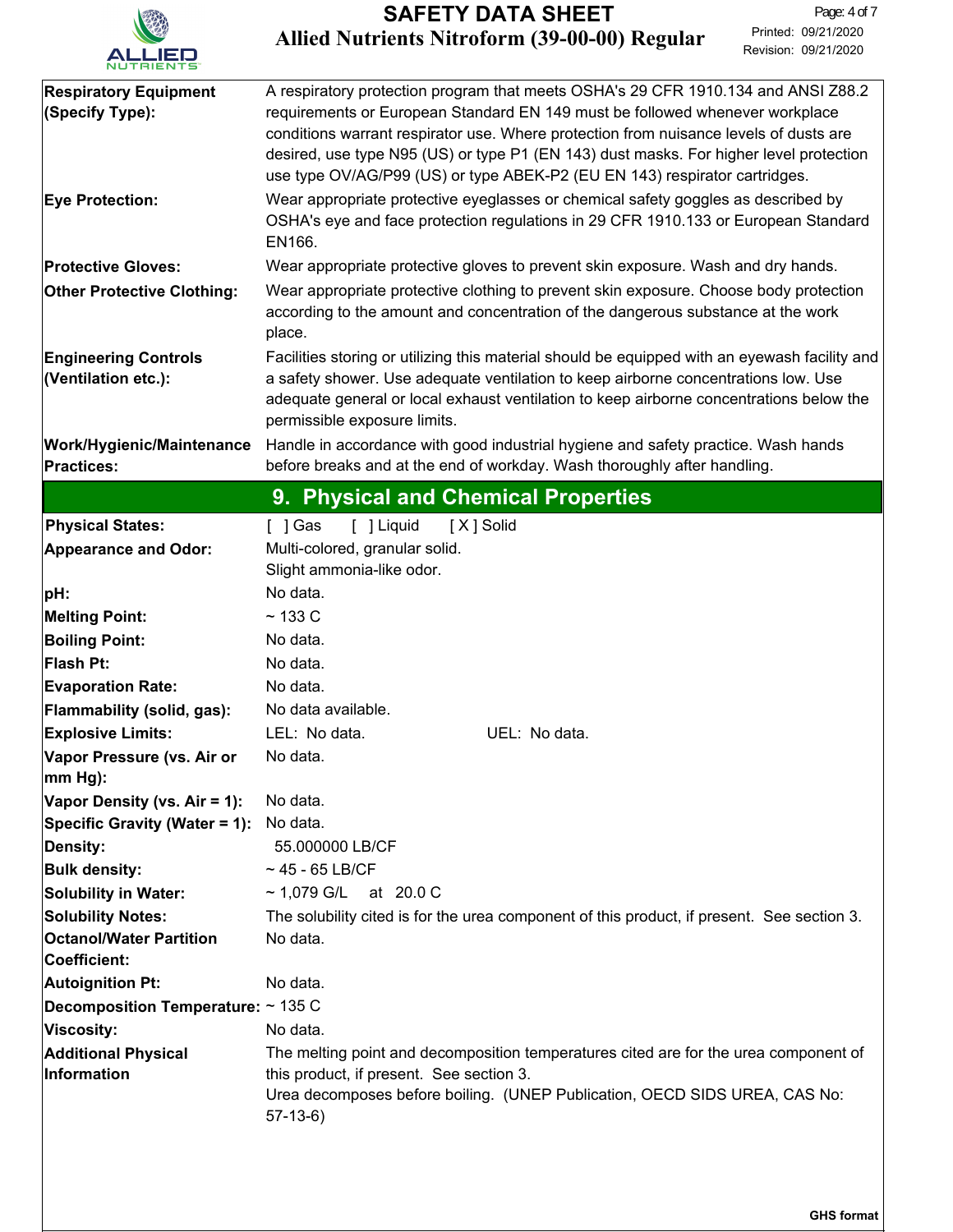| | |
|---|---|
| **Respiratory Equipment (Specify Type):** | A respiratory protection program that meets OSHA's 29 CFR 1910.134 and ANSI Z88.2 requirements or European Standard EN 149 must be followed whenever workplace conditions warrant respirator use. Where protection from nuisance levels of dusts are desired, use type N95 (US) or type P1 (EN 143) dust masks. For higher level protection use type OV/AG/P99 (US) or type ABEK-P2 (EU EN 143) respirator cartridges. |
| **Eye Protection:** | Wear appropriate protective eyeglasses or chemical safety goggles as described by OSHA's eye and face protection regulations in 29 CFR 1910.133 or European Standard EN166. |
| **Protective Gloves:** | Wear appropriate protective gloves to prevent skin exposure. Wash and dry hands. |
| **Other Protective Clothing:** | Wear appropriate protective clothing to prevent skin exposure. Choose body protection according to the amount and concentration of the dangerous substance at the work place. |
| **Engineering Controls (Ventilation etc.):** | Facilities storing or utilizing this material should be equipped with an eyewash facility and a safety shower. Use adequate ventilation to keep airborne concentrations low. Use adequate general or local exhaust ventilation to keep airborne concentrations below the permissible exposure limits. |
| **Work/Hygienic/Maintenance Practices:** | Handle in accordance with good industrial hygiene and safety practice. Wash hands before breaks and at the end of workday. Wash thoroughly after handling. |

## 9. Physical and Chemical Properties

| | |
|---|---|
| **Physical States:** | [ ] Gas [ ] Liquid [ X ] Solid |
| **Appearance and Odor:** | Multi-colored, granular solid.<br>Slight ammonia-like odor. |
| **pH:** | No data. |
| **Melting Point:** | ~ 133 C |
| **Boiling Point:** | No data. |
| **Flash Pt:** | No data. |
| **Evaporation Rate:** | No data. |
| **Flammability (solid, gas):** | No data available. |
| **Explosive Limits:** | LEL: No data. UEL: No data. |
| **Vapor Pressure (vs. Air or mm Hg):** | No data. |
| **Vapor Density (vs. Air = 1):** | No data. |
| **Specific Gravity (Water = 1):** | No data. |
| **Density:** | 55.000000 LB/CF |
| **Bulk density:** | ~ 45 - 65 LB/CF |
| **Solubility in Water:** | ~ 1,079 G/L at 20.0 C |
| **Solubility Notes:** | The solubility cited is for the urea component of this product, if present. See section 3. |
| **Octanol/Water Partition Coefficient:** | No data. |
| **Autoignition Pt:** | No data. |
| **Decomposition Temperature:** | ~ 135 C |
| **Viscosity:** | No data. |
| **Additional Physical Information** | The melting point and decomposition temperatures cited are for the urea component of this product, if present. See section 3.<br>Urea decomposes before boiling. (UNEP Publication, OECD SIDS UREA, CAS No: 57-13-6) |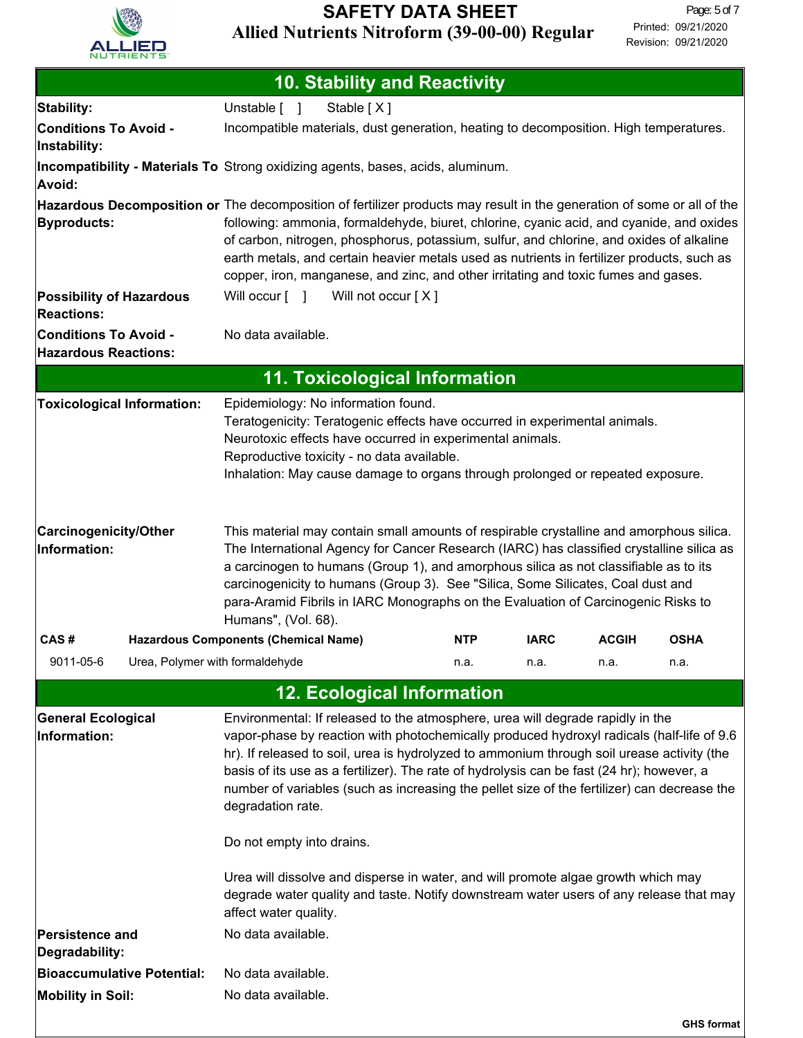## 10. Stability and Reactivity

**Stability:** Unstable [ ] Stable [ X ]

**Conditions To Avoid - Instability:** Incompatible materials, dust generation, heating to decomposition. High temperatures.

**Incompatibility - Materials To Avoid:** Strong oxidizing agents, bases, acids, aluminum.

**Hazardous Decomposition or Byproducts:** The decomposition of fertilizer products may result in the generation of some or all of the following: ammonia, formaldehyde, biuret, chlorine, cyanic acid, and cyanide, and oxides of carbon, nitrogen, phosphorus, potassium, sulfur, and chlorine, and oxides of alkaline earth metals, and certain heavier metals used as nutrients in fertilizer products, such as copper, iron, manganese, and zinc, and other irritating and toxic fumes and gases.

**Possibility of Hazardous Reactions:** Will occur [ ] Will not occur [ X ]

**Conditions To Avoid - Hazardous Reactions:** No data available.

## 11. Toxicological Information

**Toxicological Information:** Epidemiology: No information found.
Teratogenicity: Teratogenic effects have occurred in experimental animals.
Neurotoxic effects have occurred in experimental animals.
Reproductive toxicity - no data available.
Inhalation: May cause damage to organs through prolonged or repeated exposure.

**Carcinogenicity/Other Information:** This material may contain small amounts of respirable crystalline and amorphous silica. The International Agency for Cancer Research (IARC) has classified crystalline silica as a carcinogen to humans (Group 1), and amorphous silica as not classifiable as to its carcinogenicity to humans (Group 3). See "Silica, Some Silicates, Coal dust and para-Aramid Fibrils in IARC Monographs on the Evaluation of Carcinogenic Risks to Humans", (Vol. 68).

| CAS # | Hazardous Components (Chemical Name) | NTP | IARC | ACGIH | OSHA |
|---|---|---|---|---|---|
| 9011-05-6 | Urea, Polymer with formaldehyde | n.a. | n.a. | n.a. | n.a. |

## 12. Ecological Information

**General Ecological Information:** Environmental: If released to the atmosphere, urea will degrade rapidly in the vapor-phase by reaction with photochemically produced hydroxyl radicals (half-life of 9.6 hr). If released to soil, urea is hydrolyzed to ammonium through soil urease activity (the basis of its use as a fertilizer). The rate of hydrolysis can be fast (24 hr); however, a number of variables (such as increasing the pellet size of the fertilizer) can decrease the degradation rate.

Do not empty into drains.

Urea will dissolve and disperse in water, and will promote algae growth which may degrade water quality and taste. Notify downstream water users of any release that may affect water quality.

**Persistence and Degradability:** No data available.

**Bioaccumulative Potential:** No data available.

**Mobility in Soil:** No data available.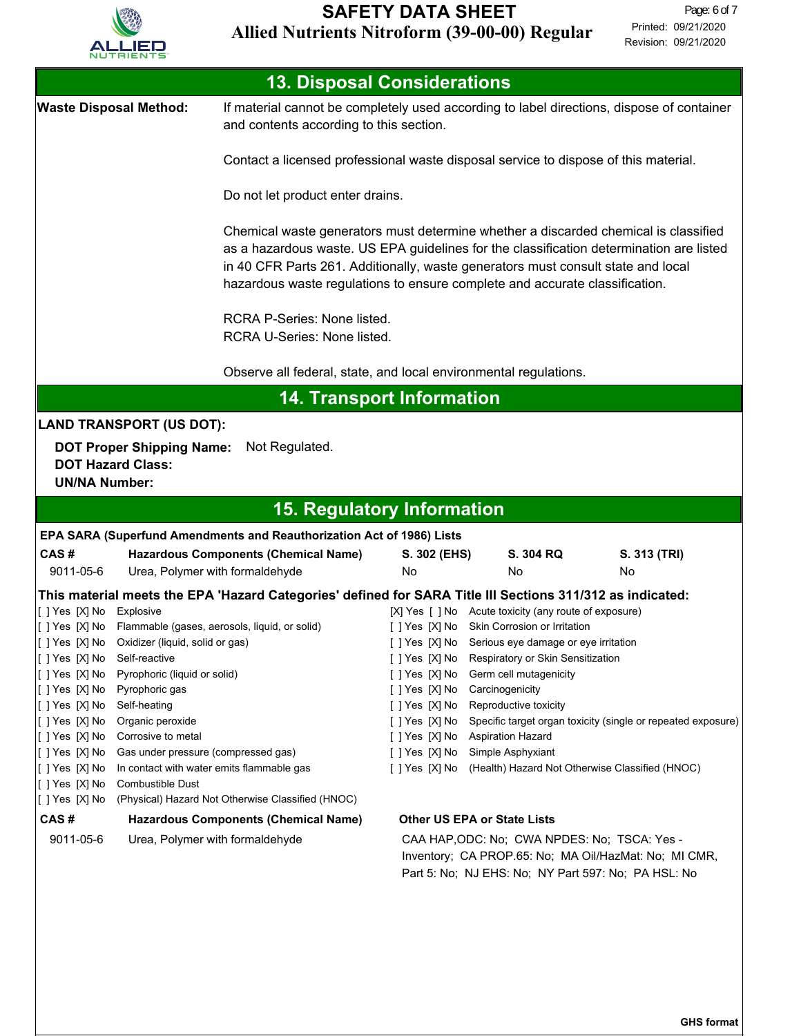## 13. Disposal Considerations

**Waste Disposal Method:**

If material cannot be completely used according to label directions, dispose of container and contents according to this section.

Contact a licensed professional waste disposal service to dispose of this material.

Do not let product enter drains.

Chemical waste generators must determine whether a discarded chemical is classified as a hazardous waste. US EPA guidelines for the classification determination are listed in 40 CFR Parts 261. Additionally, waste generators must consult state and local hazardous waste regulations to ensure complete and accurate classification.

RCRA P-Series: None listed.
RCRA U-Series: None listed.

Observe all federal, state, and local environmental regulations.

## 14. Transport Information

**LAND TRANSPORT (US DOT):**

**DOT Proper Shipping Name:** Not Regulated.
**DOT Hazard Class:**
**UN/NA Number:**

## 15. Regulatory Information

**EPA SARA (Superfund Amendments and Reauthorization Act of 1986) Lists**

| CAS # | Hazardous Components (Chemical Name) | S. 302 (EHS) | S. 304 RQ | S. 313 (TRI) |
|---|---|---|---|---|
| 9011-05-6 | Urea, Polymer with formaldehyde | No | No | No |

**This material meets the EPA 'Hazard Categories' defined for SARA Title III Sections 311/312 as indicated:**

[ ] Yes [X] No Explosive
[ ] Yes [X] No Flammable (gases, aerosols, liquid, or solid)
[ ] Yes [X] No Oxidizer (liquid, solid or gas)
[ ] Yes [X] No Self-reactive
[ ] Yes [X] No Pyrophoric (liquid or solid)
[ ] Yes [X] No Pyrophoric gas
[ ] Yes [X] No Self-heating
[ ] Yes [X] No Organic peroxide
[ ] Yes [X] No Corrosive to metal
[ ] Yes [X] No Gas under pressure (compressed gas)
[ ] Yes [X] No In contact with water emits flammable gas
[ ] Yes [X] No Combustible Dust
[ ] Yes [X] No (Physical) Hazard Not Otherwise Classified (HNOC)
[X] Yes [ ] No Acute toxicity (any route of exposure)
[ ] Yes [X] No Skin Corrosion or Irritation
[ ] Yes [X] No Serious eye damage or eye irritation
[ ] Yes [X] No Respiratory or Skin Sensitization
[ ] Yes [X] No Germ cell mutagenicity
[ ] Yes [X] No Carcinogenicity
[ ] Yes [X] No Reproductive toxicity
[ ] Yes [X] No Specific target organ toxicity (single or repeated exposure)
[ ] Yes [X] No Aspiration Hazard
[ ] Yes [X] No Simple Asphyxiant
[ ] Yes [X] No (Health) Hazard Not Otherwise Classified (HNOC)

| CAS # | Hazardous Components (Chemical Name) | Other US EPA or State Lists |
|---|---|---|
| 9011-05-6 | Urea, Polymer with formaldehyde | CAA HAP,ODC: No; CWA NPDES: No; TSCA: Yes - Inventory; CA PROP.65: No; MA Oil/HazMat: No; MI CMR, Part 5: No; NJ EHS: No; NY Part 597: No; PA HSL: No |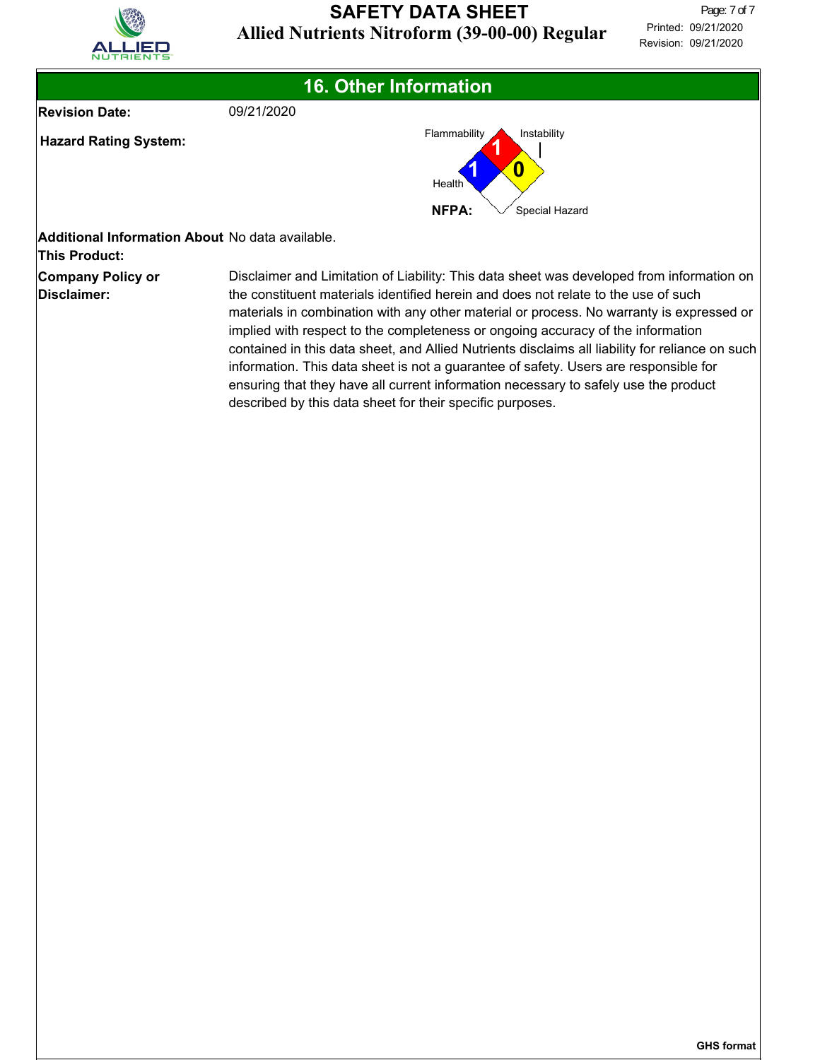## 16. Other Information

**Revision Date:** 09/21/2020

**Hazard Rating System:**

Flammability
1
Instability
0
Health
1
NFPA:
Special Hazard

**Additional Information About This Product:** No data available.

**Company Policy or Disclaimer:** Disclaimer and Limitation of Liability: This data sheet was developed from information on the constituent materials identified herein and does not relate to the use of such materials in combination with any other material or process. No warranty is expressed or implied with respect to the completeness or ongoing accuracy of the information contained in this data sheet, and Allied Nutrients disclaims all liability for reliance on such information. This data sheet is not a guarantee of safety. Users are responsible for ensuring that they have all current information necessary to safely use the product described by this data sheet for their specific purposes.